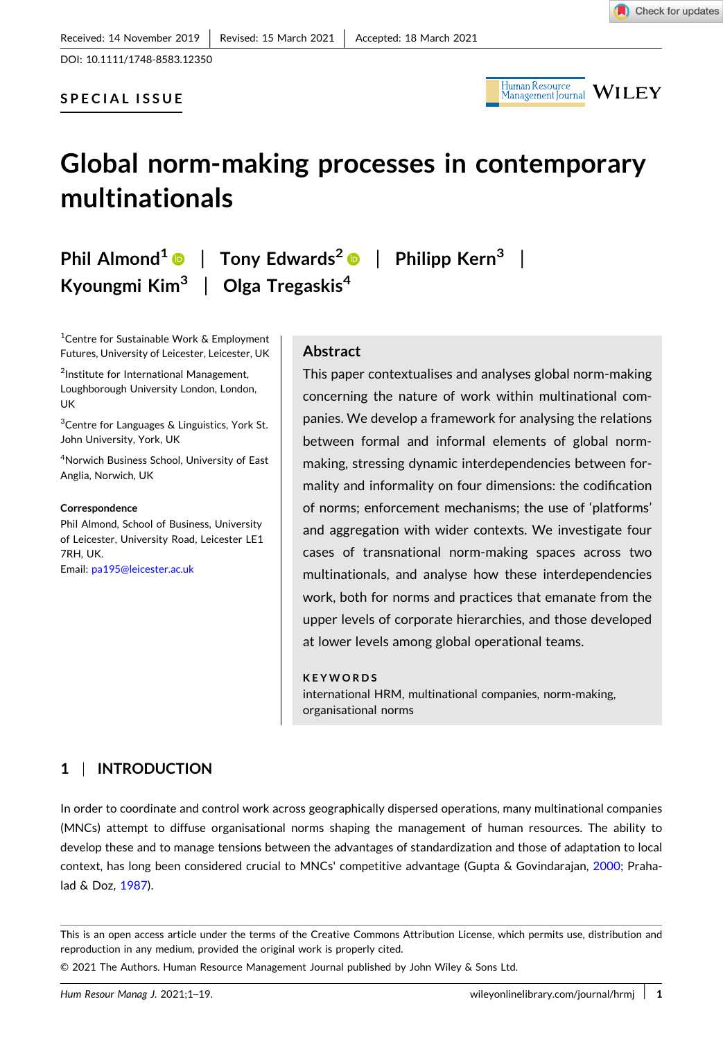Received: 14 November 2019 | Revised: 15 March 2021 | Accepted: 18 March 2021

DOI: 10.1111/1748-8583.12350

**SPECIAL ISSUE**

# Global norm-making processes in contemporary multinationals

Phil Almond[1] | Tony Edwards[2] | Philipp Kern[3] | Kyoungmi Kim[3] | Olga Tregaskis[4]

[1]Centre for Sustainable Work & Employment Futures, University of Leicester, Leicester, UK

[2]Institute for International Management, Loughborough University London, London, UK

[3]Centre for Languages & Linguistics, York St. John University, York, UK

[4]Norwich Business School, University of East Anglia, Norwich, UK

**Correspondence**
Phil Almond, School of Business, University of Leicester, University Road, Leicester LE1 7RH, UK.
Email: pa195@leicester.ac.uk

## Abstract

This paper contextualises and analyses global norm-making concerning the nature of work within multinational companies. We develop a framework for analysing the relations between formal and informal elements of global norm-making, stressing dynamic interdependencies between formality and informality on four dimensions: the codification of norms; enforcement mechanisms; the use of 'platforms' and aggregation with wider contexts. We investigate four cases of transnational norm-making spaces across two multinationals, and analyse how these interdependencies work, both for norms and practices that emanate from the upper levels of corporate hierarchies, and those developed at lower levels among global operational teams.

**KEYWORDS**
international HRM, multinational companies, norm-making, organisational norms

## 1 | INTRODUCTION

In order to coordinate and control work across geographically dispersed operations, many multinational companies (MNCs) attempt to diffuse organisational norms shaping the management of human resources. The ability to develop these and to manage tensions between the advantages of standardization and those of adaptation to local context, has long been considered crucial to MNCs' competitive advantage (Gupta & Govindarajan, 2000; Prahalad & Doz, 1987).

This is an open access article under the terms of the Creative Commons Attribution License, which permits use, distribution and reproduction in any medium, provided the original work is properly cited.

© 2021 The Authors. Human Resource Management Journal published by John Wiley & Sons Ltd.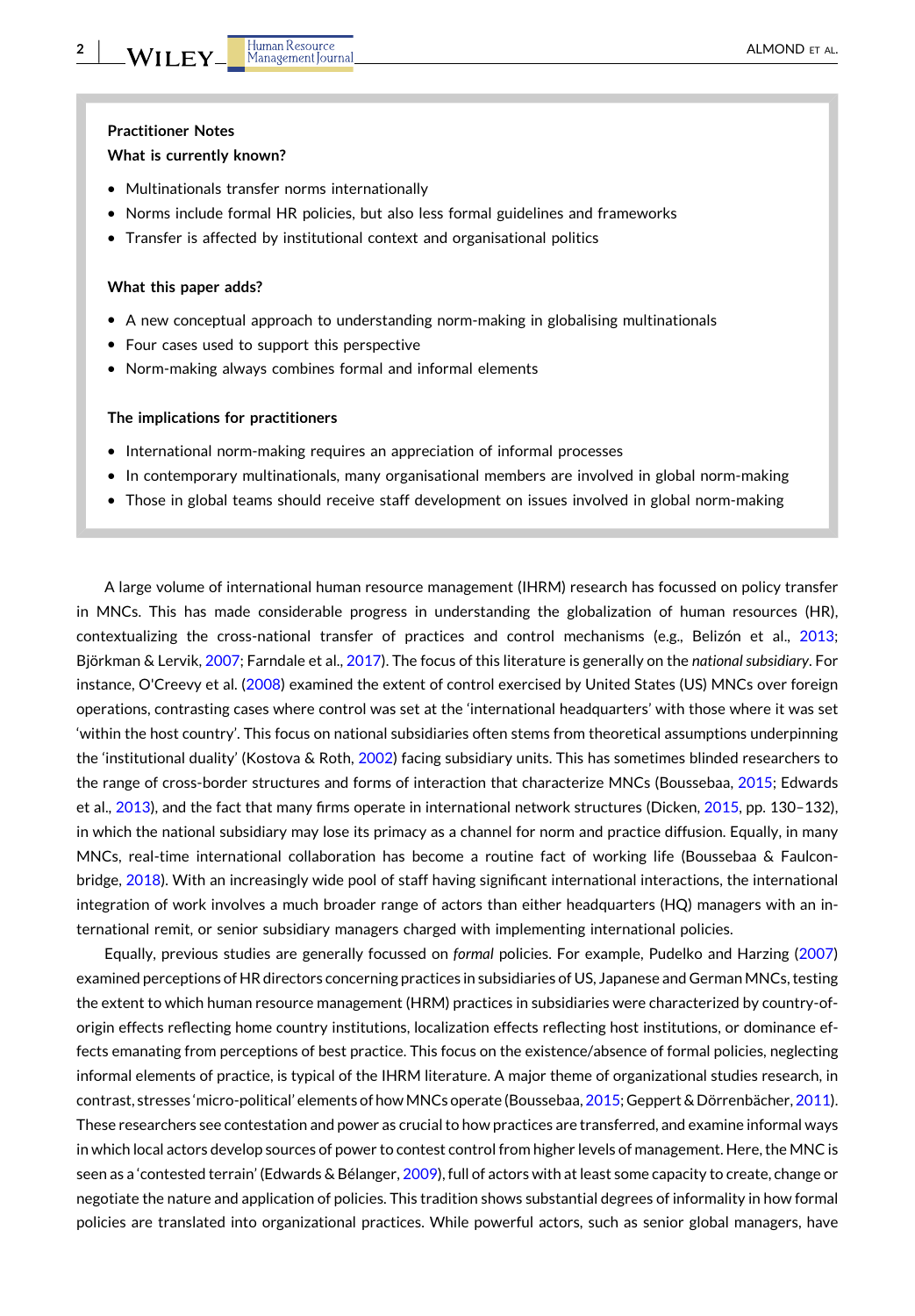**Practitioner Notes**

**What is currently known?**

- Multinationals transfer norms internationally
- Norms include formal HR policies, but also less formal guidelines and frameworks
- Transfer is affected by institutional context and organisational politics

**What this paper adds?**

- A new conceptual approach to understanding norm-making in globalising multinationals
- Four cases used to support this perspective
- Norm-making always combines formal and informal elements

**The implications for practitioners**

- International norm-making requires an appreciation of informal processes
- In contemporary multinationals, many organisational members are involved in global norm-making
- Those in global teams should receive staff development on issues involved in global norm-making

A large volume of international human resource management (IHRM) research has focussed on policy transfer in MNCs. This has made considerable progress in understanding the globalization of human resources (HR), contextualizing the cross-national transfer of practices and control mechanisms (e.g., Belizón et al., 2013; Björkman & Lervik, 2007; Farndale et al., 2017). The focus of this literature is generally on the *national subsidiary*. For instance, O'Creevy et al. (2008) examined the extent of control exercised by United States (US) MNCs over foreign operations, contrasting cases where control was set at the 'international headquarters' with those where it was set 'within the host country'. This focus on national subsidiaries often stems from theoretical assumptions underpinning the 'institutional duality' (Kostova & Roth, 2002) facing subsidiary units. This has sometimes blinded researchers to the range of cross-border structures and forms of interaction that characterize MNCs (Boussebaa, 2015; Edwards et al., 2013), and the fact that many firms operate in international network structures (Dicken, 2015, pp. 130–132), in which the national subsidiary may lose its primacy as a channel for norm and practice diffusion. Equally, in many MNCs, real-time international collaboration has become a routine fact of working life (Boussebaa & Faulconbridge, 2018). With an increasingly wide pool of staff having significant international interactions, the international integration of work involves a much broader range of actors than either headquarters (HQ) managers with an international remit, or senior subsidiary managers charged with implementing international policies.

Equally, previous studies are generally focussed on *formal* policies. For example, Pudelko and Harzing (2007) examined perceptions of HR directors concerning practices in subsidiaries of US, Japanese and German MNCs, testing the extent to which human resource management (HRM) practices in subsidiaries were characterized by country-of-origin effects reflecting home country institutions, localization effects reflecting host institutions, or dominance effects emanating from perceptions of best practice. This focus on the existence/absence of formal policies, neglecting informal elements of practice, is typical of the IHRM literature. A major theme of organizational studies research, in contrast, stresses 'micro-political' elements of how MNCs operate (Boussebaa, 2015; Geppert & Dörrenbächer, 2011). These researchers see contestation and power as crucial to how practices are transferred, and examine informal ways in which local actors develop sources of power to contest control from higher levels of management. Here, the MNC is seen as a 'contested terrain' (Edwards & Bélanger, 2009), full of actors with at least some capacity to create, change or negotiate the nature and application of policies. This tradition shows substantial degrees of informality in how formal policies are translated into organizational practices. While powerful actors, such as senior global managers, have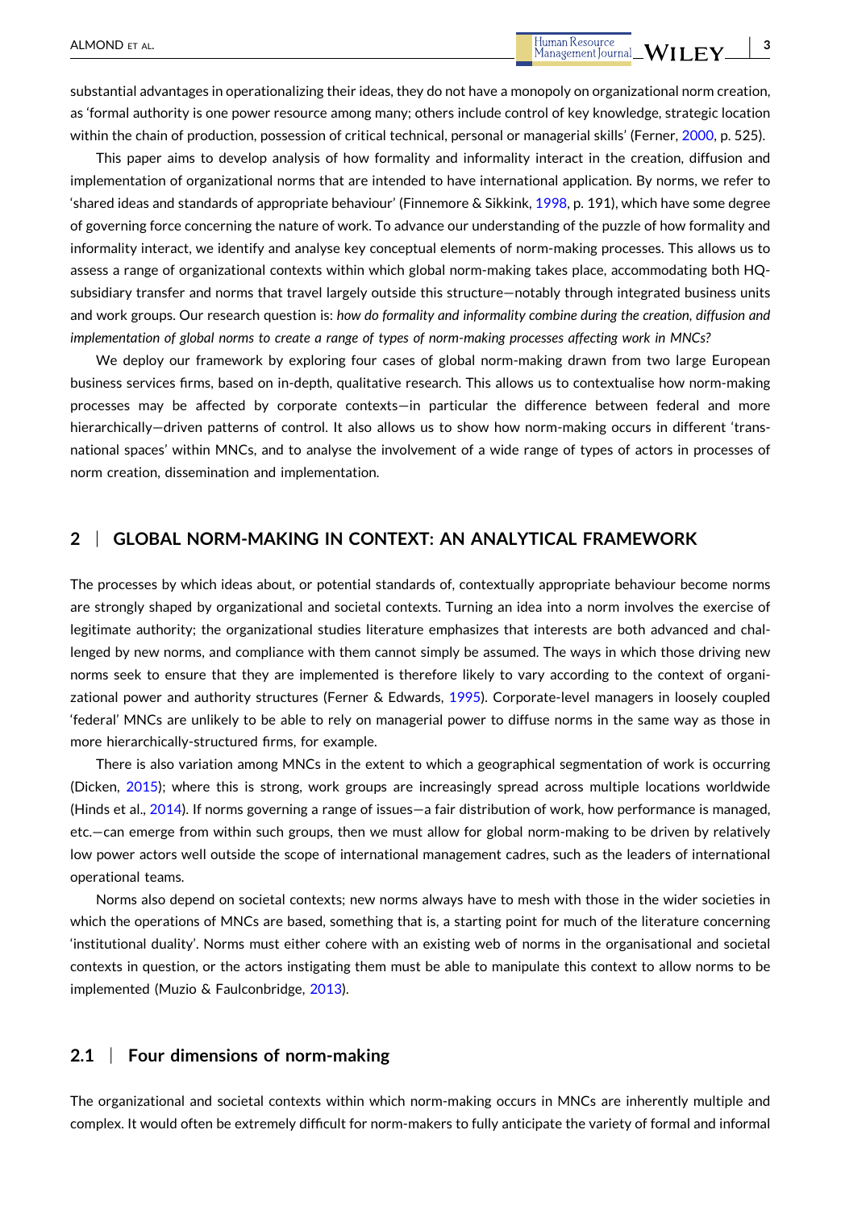substantial advantages in operationalizing their ideas, they do not have a monopoly on organizational norm creation, as 'formal authority is one power resource among many; others include control of key knowledge, strategic location within the chain of production, possession of critical technical, personal or managerial skills' (Ferner, 2000, p. 525).

This paper aims to develop analysis of how formality and informality interact in the creation, diffusion and implementation of organizational norms that are intended to have international application. By norms, we refer to 'shared ideas and standards of appropriate behaviour' (Finnemore & Sikkink, 1998, p. 191), which have some degree of governing force concerning the nature of work. To advance our understanding of the puzzle of how formality and informality interact, we identify and analyse key conceptual elements of norm-making processes. This allows us to assess a range of organizational contexts within which global norm-making takes place, accommodating both HQ-subsidiary transfer and norms that travel largely outside this structure—notably through integrated business units and work groups. Our research question is: *how do formality and informality combine during the creation, diffusion and implementation of global norms to create a range of types of norm-making processes affecting work in MNCs?*

We deploy our framework by exploring four cases of global norm-making drawn from two large European business services firms, based on in-depth, qualitative research. This allows us to contextualise how norm-making processes may be affected by corporate contexts—in particular the difference between federal and more hierarchically—driven patterns of control. It also allows us to show how norm-making occurs in different 'trans-national spaces' within MNCs, and to analyse the involvement of a wide range of types of actors in processes of norm creation, dissemination and implementation.

## 2 | GLOBAL NORM-MAKING IN CONTEXT: AN ANALYTICAL FRAMEWORK

The processes by which ideas about, or potential standards of, contextually appropriate behaviour become norms are strongly shaped by organizational and societal contexts. Turning an idea into a norm involves the exercise of legitimate authority; the organizational studies literature emphasizes that interests are both advanced and challenged by new norms, and compliance with them cannot simply be assumed. The ways in which those driving new norms seek to ensure that they are implemented is therefore likely to vary according to the context of organizational power and authority structures (Ferner & Edwards, 1995). Corporate-level managers in loosely coupled 'federal' MNCs are unlikely to be able to rely on managerial power to diffuse norms in the same way as those in more hierarchically-structured firms, for example.

There is also variation among MNCs in the extent to which a geographical segmentation of work is occurring (Dicken, 2015); where this is strong, work groups are increasingly spread across multiple locations worldwide (Hinds et al., 2014). If norms governing a range of issues—a fair distribution of work, how performance is managed, etc.—can emerge from within such groups, then we must allow for global norm-making to be driven by relatively low power actors well outside the scope of international management cadres, such as the leaders of international operational teams.

Norms also depend on societal contexts; new norms always have to mesh with those in the wider societies in which the operations of MNCs are based, something that is, a starting point for much of the literature concerning 'institutional duality'. Norms must either cohere with an existing web of norms in the organisational and societal contexts in question, or the actors instigating them must be able to manipulate this context to allow norms to be implemented (Muzio & Faulconbridge, 2013).

### 2.1 | Four dimensions of norm-making

The organizational and societal contexts within which norm-making occurs in MNCs are inherently multiple and complex. It would often be extremely difficult for norm-makers to fully anticipate the variety of formal and informal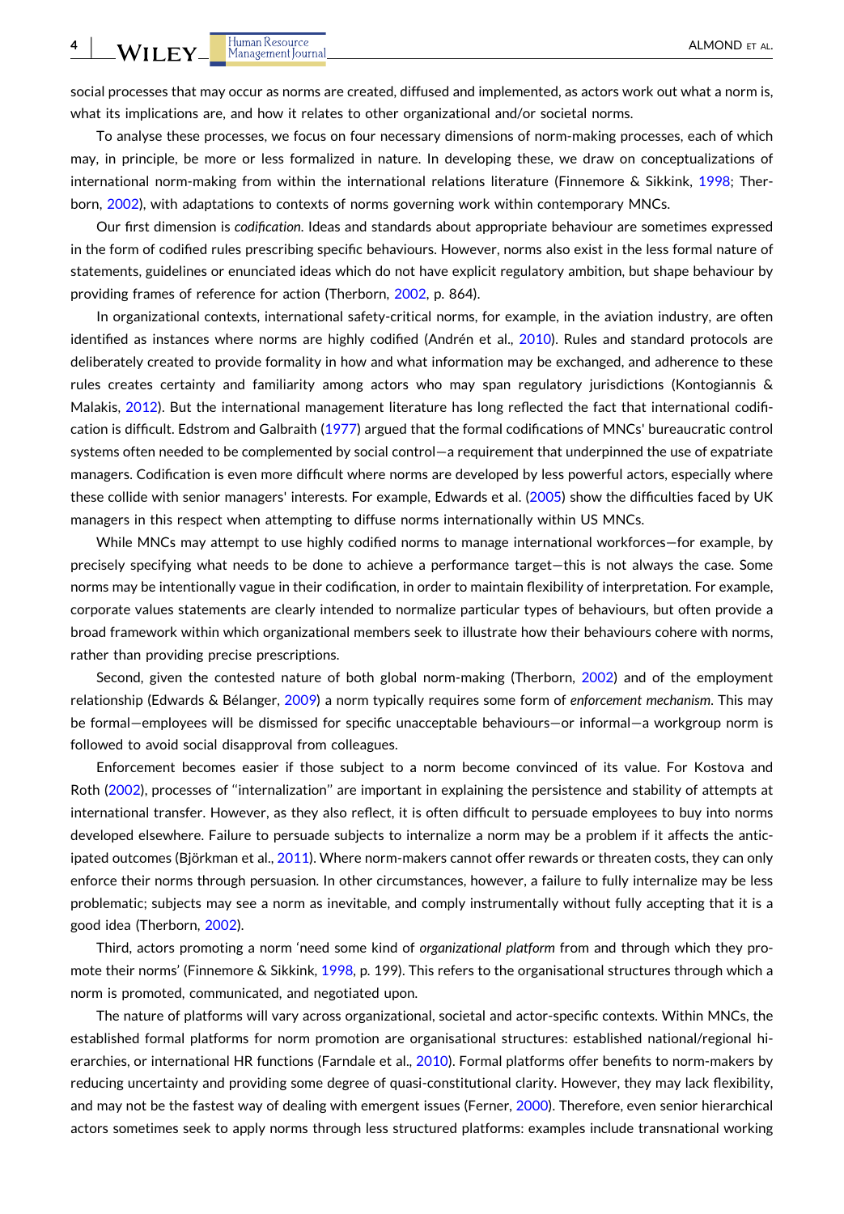social processes that may occur as norms are created, diffused and implemented, as actors work out what a norm is, what its implications are, and how it relates to other organizational and/or societal norms.

To analyse these processes, we focus on four necessary dimensions of norm-making processes, each of which may, in principle, be more or less formalized in nature. In developing these, we draw on conceptualizations of international norm-making from within the international relations literature (Finnemore & Sikkink, 1998; Therborn, 2002), with adaptations to contexts of norms governing work within contemporary MNCs.

Our first dimension is *codification*. Ideas and standards about appropriate behaviour are sometimes expressed in the form of codified rules prescribing specific behaviours. However, norms also exist in the less formal nature of statements, guidelines or enunciated ideas which do not have explicit regulatory ambition, but shape behaviour by providing frames of reference for action (Therborn, 2002, p. 864).

In organizational contexts, international safety-critical norms, for example, in the aviation industry, are often identified as instances where norms are highly codified (Andrén et al., 2010). Rules and standard protocols are deliberately created to provide formality in how and what information may be exchanged, and adherence to these rules creates certainty and familiarity among actors who may span regulatory jurisdictions (Kontogiannis & Malakis, 2012). But the international management literature has long reflected the fact that international codification is difficult. Edstrom and Galbraith (1977) argued that the formal codifications of MNCs' bureaucratic control systems often needed to be complemented by social control—a requirement that underpinned the use of expatriate managers. Codification is even more difficult where norms are developed by less powerful actors, especially where these collide with senior managers' interests. For example, Edwards et al. (2005) show the difficulties faced by UK managers in this respect when attempting to diffuse norms internationally within US MNCs.

While MNCs may attempt to use highly codified norms to manage international workforces—for example, by precisely specifying what needs to be done to achieve a performance target—this is not always the case. Some norms may be intentionally vague in their codification, in order to maintain flexibility of interpretation. For example, corporate values statements are clearly intended to normalize particular types of behaviours, but often provide a broad framework within which organizational members seek to illustrate how their behaviours cohere with norms, rather than providing precise prescriptions.

Second, given the contested nature of both global norm-making (Therborn, 2002) and of the employment relationship (Edwards & Bélanger, 2009) a norm typically requires some form of *enforcement mechanism*. This may be formal—employees will be dismissed for specific unacceptable behaviours—or informal—a workgroup norm is followed to avoid social disapproval from colleagues.

Enforcement becomes easier if those subject to a norm become convinced of its value. For Kostova and Roth (2002), processes of "internalization" are important in explaining the persistence and stability of attempts at international transfer. However, as they also reflect, it is often difficult to persuade employees to buy into norms developed elsewhere. Failure to persuade subjects to internalize a norm may be a problem if it affects the anticipated outcomes (Björkman et al., 2011). Where norm-makers cannot offer rewards or threaten costs, they can only enforce their norms through persuasion. In other circumstances, however, a failure to fully internalize may be less problematic; subjects may see a norm as inevitable, and comply instrumentally without fully accepting that it is a good idea (Therborn, 2002).

Third, actors promoting a norm 'need some kind of *organizational platform* from and through which they promote their norms' (Finnemore & Sikkink, 1998, p. 199). This refers to the organisational structures through which a norm is promoted, communicated, and negotiated upon.

The nature of platforms will vary across organizational, societal and actor-specific contexts. Within MNCs, the established formal platforms for norm promotion are organisational structures: established national/regional hierarchies, or international HR functions (Farndale et al., 2010). Formal platforms offer benefits to norm-makers by reducing uncertainty and providing some degree of quasi-constitutional clarity. However, they may lack flexibility, and may not be the fastest way of dealing with emergent issues (Ferner, 2000). Therefore, even senior hierarchical actors sometimes seek to apply norms through less structured platforms: examples include transnational working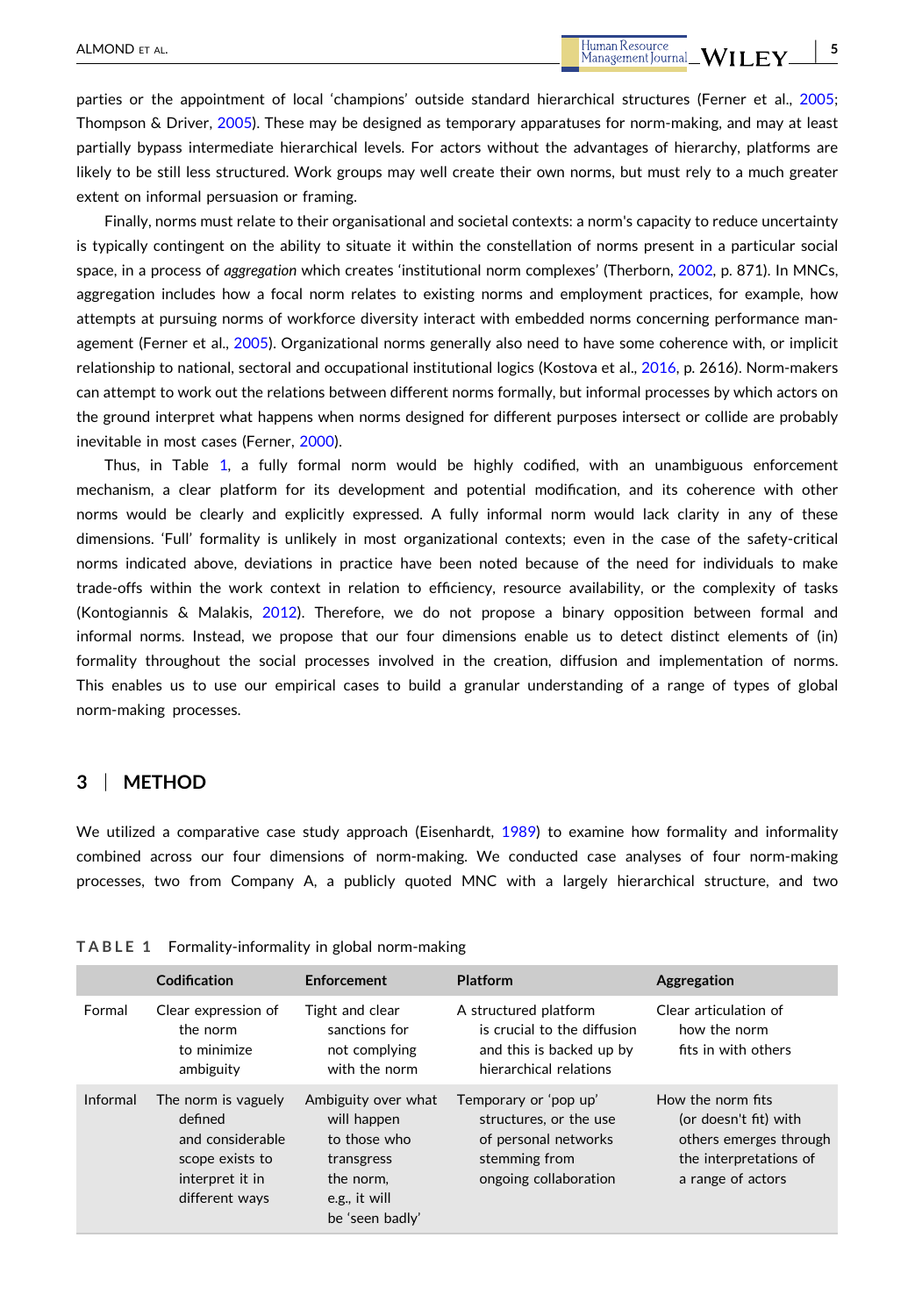parties or the appointment of local 'champions' outside standard hierarchical structures (Ferner et al., 2005; Thompson & Driver, 2005). These may be designed as temporary apparatuses for norm-making, and may at least partially bypass intermediate hierarchical levels. For actors without the advantages of hierarchy, platforms are likely to be still less structured. Work groups may well create their own norms, but must rely to a much greater extent on informal persuasion or framing.

Finally, norms must relate to their organisational and societal contexts: a norm's capacity to reduce uncertainty is typically contingent on the ability to situate it within the constellation of norms present in a particular social space, in a process of *aggregation* which creates 'institutional norm complexes' (Therborn, 2002, p. 871). In MNCs, aggregation includes how a focal norm relates to existing norms and employment practices, for example, how attempts at pursuing norms of workforce diversity interact with embedded norms concerning performance management (Ferner et al., 2005). Organizational norms generally also need to have some coherence with, or implicit relationship to national, sectoral and occupational institutional logics (Kostova et al., 2016, p. 2616). Norm-makers can attempt to work out the relations between different norms formally, but informal processes by which actors on the ground interpret what happens when norms designed for different purposes intersect or collide are probably inevitable in most cases (Ferner, 2000).

Thus, in Table 1, a fully formal norm would be highly codified, with an unambiguous enforcement mechanism, a clear platform for its development and potential modification, and its coherence with other norms would be clearly and explicitly expressed. A fully informal norm would lack clarity in any of these dimensions. 'Full' formality is unlikely in most organizational contexts; even in the case of the safety-critical norms indicated above, deviations in practice have been noted because of the need for individuals to make trade-offs within the work context in relation to efficiency, resource availability, or the complexity of tasks (Kontogiannis & Malakis, 2012). Therefore, we do not propose a binary opposition between formal and informal norms. Instead, we propose that our four dimensions enable us to detect distinct elements of (in)formality throughout the social processes involved in the creation, diffusion and implementation of norms. This enables us to use our empirical cases to build a granular understanding of a range of types of global norm-making processes.

## 3 | METHOD

We utilized a comparative case study approach (Eisenhardt, 1989) to examine how formality and informality combined across our four dimensions of norm-making. We conducted case analyses of four norm-making processes, two from Company A, a publicly quoted MNC with a largely hierarchical structure, and two

**TABLE 1** Formality-informality in global norm-making

| | Codification | Enforcement | Platform | Aggregation |
|---|---|---|---|---|
| Formal | Clear expression of the norm to minimize ambiguity | Tight and clear sanctions for not complying with the norm | A structured platform is crucial to the diffusion and this is backed up by hierarchical relations | Clear articulation of how the norm fits in with others |
| Informal | The norm is vaguely defined and considerable scope exists to interpret it in different ways | Ambiguity over what will happen to those who transgress the norm, e.g., it will be 'seen badly' | Temporary or 'pop up' structures, or the use of personal networks stemming from ongoing collaboration | How the norm fits (or doesn't fit) with others emerges through the interpretations of a range of actors |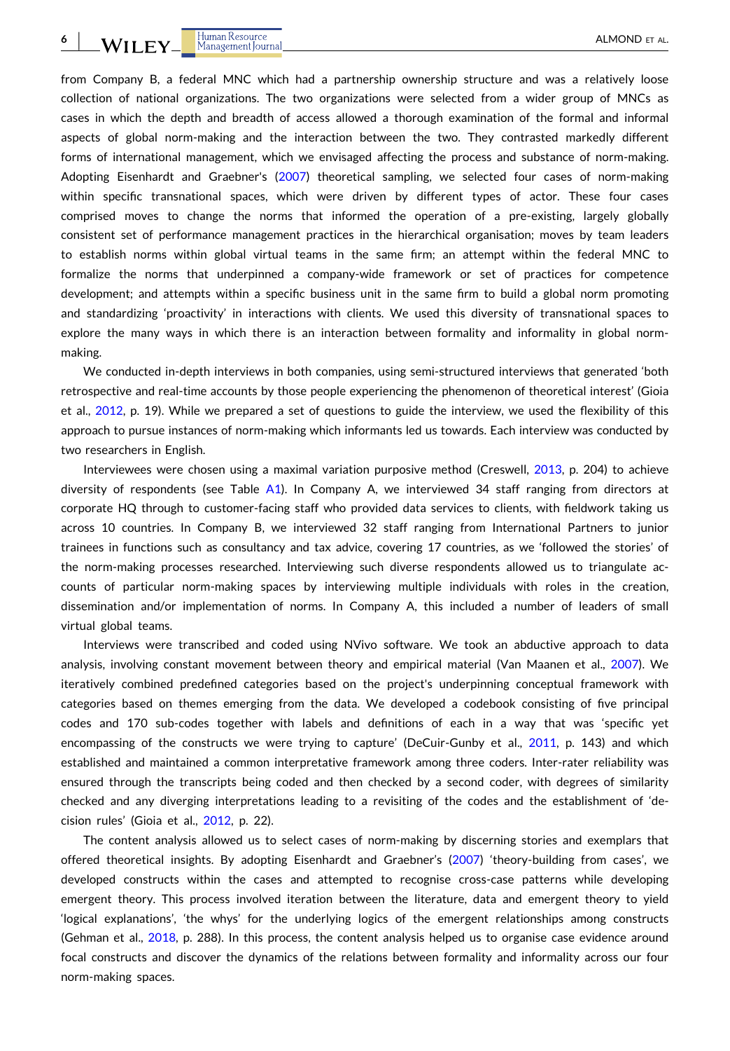from Company B, a federal MNC which had a partnership ownership structure and was a relatively loose collection of national organizations. The two organizations were selected from a wider group of MNCs as cases in which the depth and breadth of access allowed a thorough examination of the formal and informal aspects of global norm-making and the interaction between the two. They contrasted markedly different forms of international management, which we envisaged affecting the process and substance of norm-making. Adopting Eisenhardt and Graebner's (2007) theoretical sampling, we selected four cases of norm-making within specific transnational spaces, which were driven by different types of actor. These four cases comprised moves to change the norms that informed the operation of a pre-existing, largely globally consistent set of performance management practices in the hierarchical organisation; moves by team leaders to establish norms within global virtual teams in the same firm; an attempt within the federal MNC to formalize the norms that underpinned a company-wide framework or set of practices for competence development; and attempts within a specific business unit in the same firm to build a global norm promoting and standardizing 'proactivity' in interactions with clients. We used this diversity of transnational spaces to explore the many ways in which there is an interaction between formality and informality in global norm-making.

We conducted in-depth interviews in both companies, using semi-structured interviews that generated 'both retrospective and real-time accounts by those people experiencing the phenomenon of theoretical interest' (Gioia et al., 2012, p. 19). While we prepared a set of questions to guide the interview, we used the flexibility of this approach to pursue instances of norm-making which informants led us towards. Each interview was conducted by two researchers in English.

Interviewees were chosen using a maximal variation purposive method (Creswell, 2013, p. 204) to achieve diversity of respondents (see Table A1). In Company A, we interviewed 34 staff ranging from directors at corporate HQ through to customer-facing staff who provided data services to clients, with fieldwork taking us across 10 countries. In Company B, we interviewed 32 staff ranging from International Partners to junior trainees in functions such as consultancy and tax advice, covering 17 countries, as we 'followed the stories' of the norm-making processes researched. Interviewing such diverse respondents allowed us to triangulate accounts of particular norm-making spaces by interviewing multiple individuals with roles in the creation, dissemination and/or implementation of norms. In Company A, this included a number of leaders of small virtual global teams.

Interviews were transcribed and coded using NVivo software. We took an abductive approach to data analysis, involving constant movement between theory and empirical material (Van Maanen et al., 2007). We iteratively combined predefined categories based on the project's underpinning conceptual framework with categories based on themes emerging from the data. We developed a codebook consisting of five principal codes and 170 sub-codes together with labels and definitions of each in a way that was 'specific yet encompassing of the constructs we were trying to capture' (DeCuir-Gunby et al., 2011, p. 143) and which established and maintained a common interpretative framework among three coders. Inter-rater reliability was ensured through the transcripts being coded and then checked by a second coder, with degrees of similarity checked and any diverging interpretations leading to a revisiting of the codes and the establishment of 'decision rules' (Gioia et al., 2012, p. 22).

The content analysis allowed us to select cases of norm-making by discerning stories and exemplars that offered theoretical insights. By adopting Eisenhardt and Graebner's (2007) 'theory-building from cases', we developed constructs within the cases and attempted to recognise cross-case patterns while developing emergent theory. This process involved iteration between the literature, data and emergent theory to yield 'logical explanations', 'the whys' for the underlying logics of the emergent relationships among constructs (Gehman et al., 2018, p. 288). In this process, the content analysis helped us to organise case evidence around focal constructs and discover the dynamics of the relations between formality and informality across our four norm-making spaces.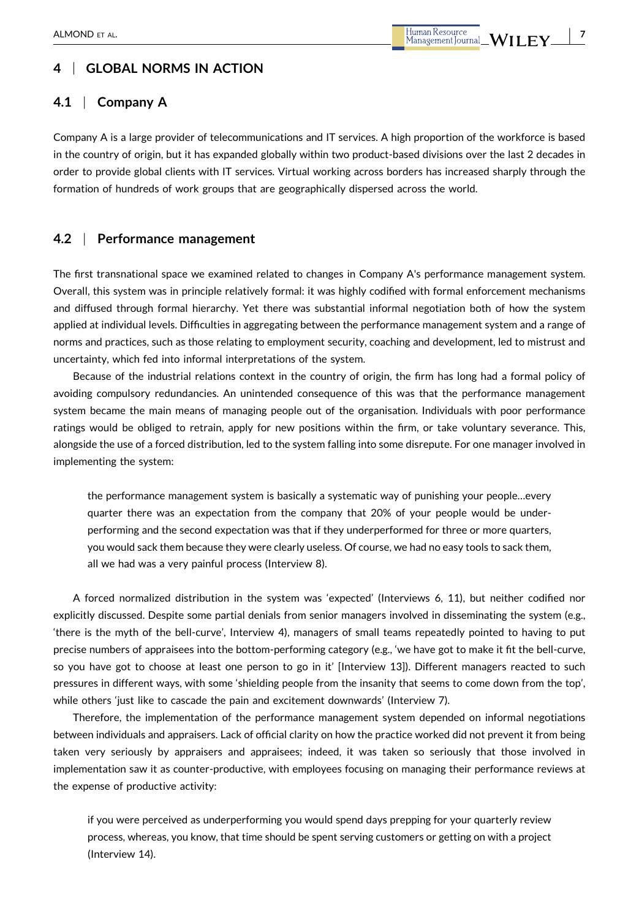## 4 | GLOBAL NORMS IN ACTION

### 4.1 | Company A

Company A is a large provider of telecommunications and IT services. A high proportion of the workforce is based in the country of origin, but it has expanded globally within two product-based divisions over the last 2 decades in order to provide global clients with IT services. Virtual working across borders has increased sharply through the formation of hundreds of work groups that are geographically dispersed across the world.

### 4.2 | Performance management

The first transnational space we examined related to changes in Company A's performance management system. Overall, this system was in principle relatively formal: it was highly codified with formal enforcement mechanisms and diffused through formal hierarchy. Yet there was substantial informal negotiation both of how the system applied at individual levels. Difficulties in aggregating between the performance management system and a range of norms and practices, such as those relating to employment security, coaching and development, led to mistrust and uncertainty, which fed into informal interpretations of the system.

Because of the industrial relations context in the country of origin, the firm has long had a formal policy of avoiding compulsory redundancies. An unintended consequence of this was that the performance management system became the main means of managing people out of the organisation. Individuals with poor performance ratings would be obliged to retrain, apply for new positions within the firm, or take voluntary severance. This, alongside the use of a forced distribution, led to the system falling into some disrepute. For one manager involved in implementing the system:

> the performance management system is basically a systematic way of punishing your people…every quarter there was an expectation from the company that 20% of your people would be under-performing and the second expectation was that if they underperformed for three or more quarters, you would sack them because they were clearly useless. Of course, we had no easy tools to sack them, all we had was a very painful process (Interview 8).

A forced normalized distribution in the system was 'expected' (Interviews 6, 11), but neither codified nor explicitly discussed. Despite some partial denials from senior managers involved in disseminating the system (e.g., 'there is the myth of the bell-curve', Interview 4), managers of small teams repeatedly pointed to having to put precise numbers of appraisees into the bottom-performing category (e.g., 'we have got to make it fit the bell-curve, so you have got to choose at least one person to go in it' [Interview 13]). Different managers reacted to such pressures in different ways, with some 'shielding people from the insanity that seems to come down from the top', while others 'just like to cascade the pain and excitement downwards' (Interview 7).

Therefore, the implementation of the performance management system depended on informal negotiations between individuals and appraisers. Lack of official clarity on how the practice worked did not prevent it from being taken very seriously by appraisers and appraisees; indeed, it was taken so seriously that those involved in implementation saw it as counter-productive, with employees focusing on managing their performance reviews at the expense of productive activity:

> if you were perceived as underperforming you would spend days prepping for your quarterly review process, whereas, you know, that time should be spent serving customers or getting on with a project (Interview 14).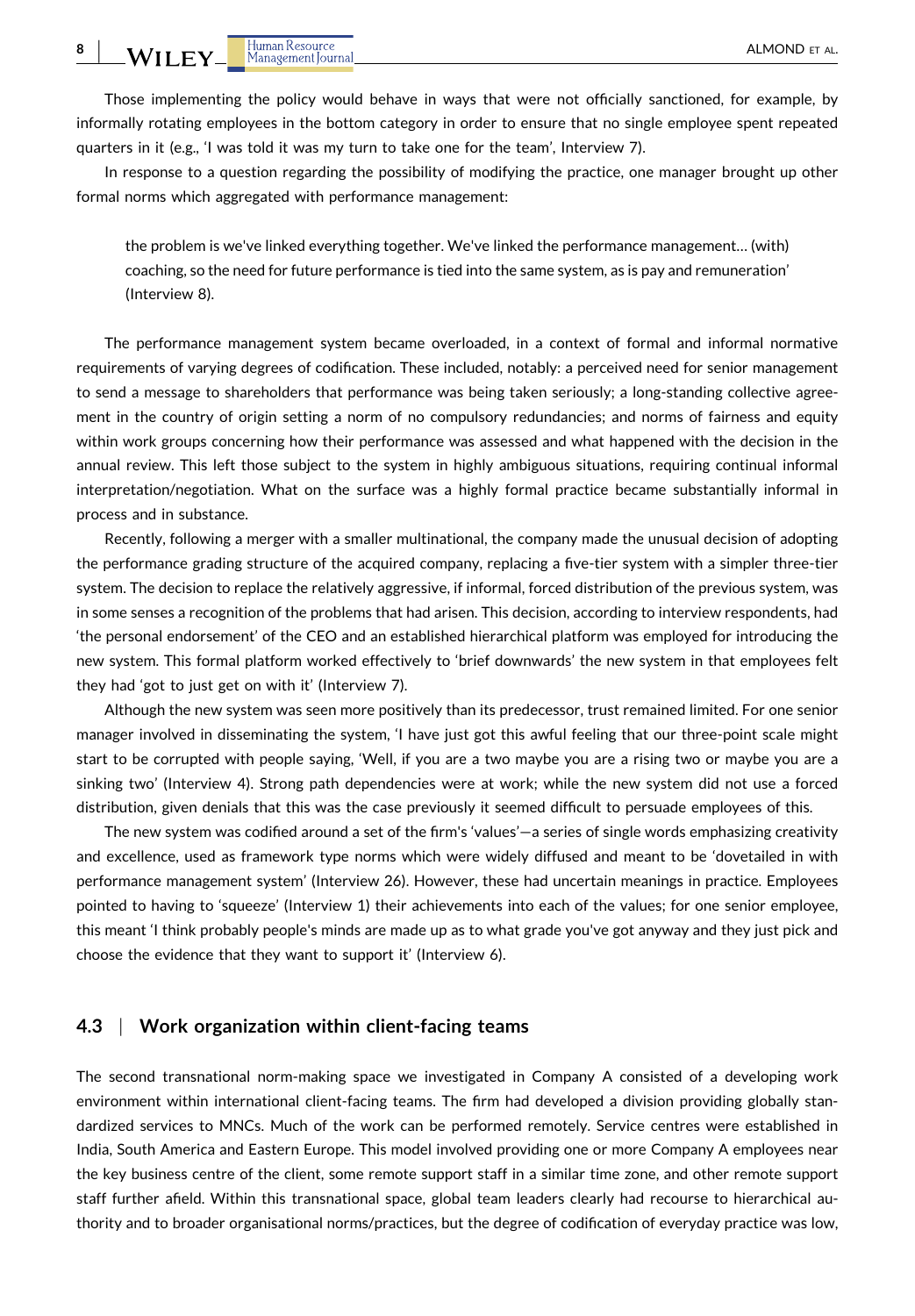Those implementing the policy would behave in ways that were not officially sanctioned, for example, by informally rotating employees in the bottom category in order to ensure that no single employee spent repeated quarters in it (e.g., 'I was told it was my turn to take one for the team', Interview 7).

In response to a question regarding the possibility of modifying the practice, one manager brought up other formal norms which aggregated with performance management:

> the problem is we've linked everything together. We've linked the performance management… (with) coaching, so the need for future performance is tied into the same system, as is pay and remuneration' (Interview 8).

The performance management system became overloaded, in a context of formal and informal normative requirements of varying degrees of codification. These included, notably: a perceived need for senior management to send a message to shareholders that performance was being taken seriously; a long-standing collective agreement in the country of origin setting a norm of no compulsory redundancies; and norms of fairness and equity within work groups concerning how their performance was assessed and what happened with the decision in the annual review. This left those subject to the system in highly ambiguous situations, requiring continual informal interpretation/negotiation. What on the surface was a highly formal practice became substantially informal in process and in substance.

Recently, following a merger with a smaller multinational, the company made the unusual decision of adopting the performance grading structure of the acquired company, replacing a five-tier system with a simpler three-tier system. The decision to replace the relatively aggressive, if informal, forced distribution of the previous system, was in some senses a recognition of the problems that had arisen. This decision, according to interview respondents, had 'the personal endorsement' of the CEO and an established hierarchical platform was employed for introducing the new system. This formal platform worked effectively to 'brief downwards' the new system in that employees felt they had 'got to just get on with it' (Interview 7).

Although the new system was seen more positively than its predecessor, trust remained limited. For one senior manager involved in disseminating the system, 'I have just got this awful feeling that our three-point scale might start to be corrupted with people saying, 'Well, if you are a two maybe you are a rising two or maybe you are a sinking two' (Interview 4). Strong path dependencies were at work; while the new system did not use a forced distribution, given denials that this was the case previously it seemed difficult to persuade employees of this.

The new system was codified around a set of the firm's 'values'—a series of single words emphasizing creativity and excellence, used as framework type norms which were widely diffused and meant to be 'dovetailed in with performance management system' (Interview 26). However, these had uncertain meanings in practice. Employees pointed to having to 'squeeze' (Interview 1) their achievements into each of the values; for one senior employee, this meant 'I think probably people's minds are made up as to what grade you've got anyway and they just pick and choose the evidence that they want to support it' (Interview 6).

### 4.3 | Work organization within client-facing teams

The second transnational norm-making space we investigated in Company A consisted of a developing work environment within international client-facing teams. The firm had developed a division providing globally standardized services to MNCs. Much of the work can be performed remotely. Service centres were established in India, South America and Eastern Europe. This model involved providing one or more Company A employees near the key business centre of the client, some remote support staff in a similar time zone, and other remote support staff further afield. Within this transnational space, global team leaders clearly had recourse to hierarchical authority and to broader organisational norms/practices, but the degree of codification of everyday practice was low,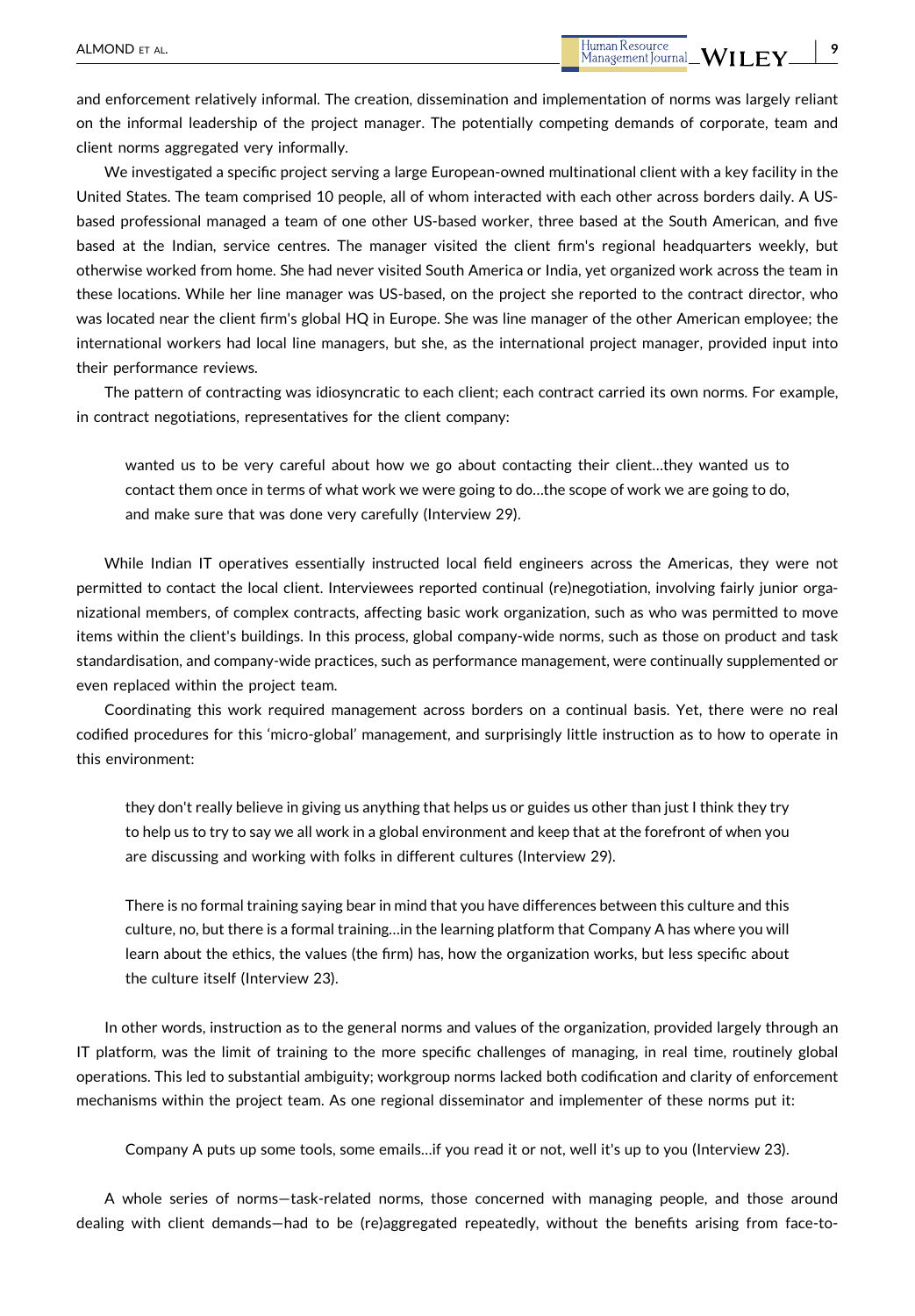and enforcement relatively informal. The creation, dissemination and implementation of norms was largely reliant on the informal leadership of the project manager. The potentially competing demands of corporate, team and client norms aggregated very informally.

We investigated a specific project serving a large European-owned multinational client with a key facility in the United States. The team comprised 10 people, all of whom interacted with each other across borders daily. A US-based professional managed a team of one other US-based worker, three based at the South American, and five based at the Indian, service centres. The manager visited the client firm's regional headquarters weekly, but otherwise worked from home. She had never visited South America or India, yet organized work across the team in these locations. While her line manager was US-based, on the project she reported to the contract director, who was located near the client firm's global HQ in Europe. She was line manager of the other American employee; the international workers had local line managers, but she, as the international project manager, provided input into their performance reviews.

The pattern of contracting was idiosyncratic to each client; each contract carried its own norms. For example, in contract negotiations, representatives for the client company:

> wanted us to be very careful about how we go about contacting their client…they wanted us to contact them once in terms of what work we were going to do…the scope of work we are going to do, and make sure that was done very carefully (Interview 29).

While Indian IT operatives essentially instructed local field engineers across the Americas, they were not permitted to contact the local client. Interviewees reported continual (re)negotiation, involving fairly junior organizational members, of complex contracts, affecting basic work organization, such as who was permitted to move items within the client's buildings. In this process, global company-wide norms, such as those on product and task standardisation, and company-wide practices, such as performance management, were continually supplemented or even replaced within the project team.

Coordinating this work required management across borders on a continual basis. Yet, there were no real codified procedures for this 'micro-global' management, and surprisingly little instruction as to how to operate in this environment:

> they don't really believe in giving us anything that helps us or guides us other than just I think they try to help us to try to say we all work in a global environment and keep that at the forefront of when you are discussing and working with folks in different cultures (Interview 29).

> There is no formal training saying bear in mind that you have differences between this culture and this culture, no, but there is a formal training…in the learning platform that Company A has where you will learn about the ethics, the values (the firm) has, how the organization works, but less specific about the culture itself (Interview 23).

In other words, instruction as to the general norms and values of the organization, provided largely through an IT platform, was the limit of training to the more specific challenges of managing, in real time, routinely global operations. This led to substantial ambiguity; workgroup norms lacked both codification and clarity of enforcement mechanisms within the project team. As one regional disseminator and implementer of these norms put it:

> Company A puts up some tools, some emails…if you read it or not, well it's up to you (Interview 23).

A whole series of norms—task-related norms, those concerned with managing people, and those around dealing with client demands—had to be (re)aggregated repeatedly, without the benefits arising from face-to-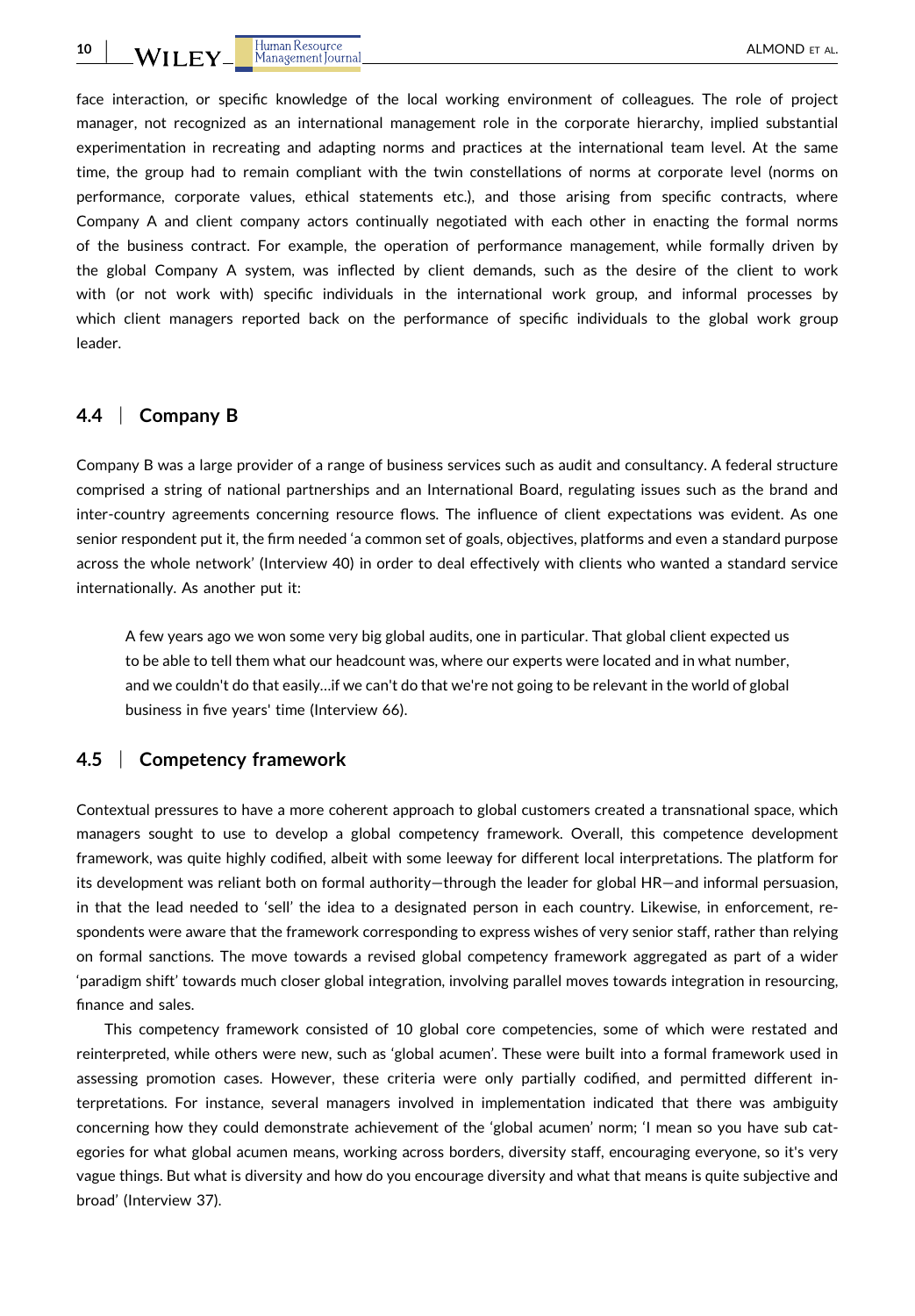face interaction, or specific knowledge of the local working environment of colleagues. The role of project manager, not recognized as an international management role in the corporate hierarchy, implied substantial experimentation in recreating and adapting norms and practices at the international team level. At the same time, the group had to remain compliant with the twin constellations of norms at corporate level (norms on performance, corporate values, ethical statements etc.), and those arising from specific contracts, where Company A and client company actors continually negotiated with each other in enacting the formal norms of the business contract. For example, the operation of performance management, while formally driven by the global Company A system, was inflected by client demands, such as the desire of the client to work with (or not work with) specific individuals in the international work group, and informal processes by which client managers reported back on the performance of specific individuals to the global work group leader.

## 4.4 | Company B

Company B was a large provider of a range of business services such as audit and consultancy. A federal structure comprised a string of national partnerships and an International Board, regulating issues such as the brand and inter-country agreements concerning resource flows. The influence of client expectations was evident. As one senior respondent put it, the firm needed 'a common set of goals, objectives, platforms and even a standard purpose across the whole network' (Interview 40) in order to deal effectively with clients who wanted a standard service internationally. As another put it:

> A few years ago we won some very big global audits, one in particular. That global client expected us to be able to tell them what our headcount was, where our experts were located and in what number, and we couldn't do that easily…if we can't do that we're not going to be relevant in the world of global business in five years' time (Interview 66).

## 4.5 | Competency framework

Contextual pressures to have a more coherent approach to global customers created a transnational space, which managers sought to use to develop a global competency framework. Overall, this competence development framework, was quite highly codified, albeit with some leeway for different local interpretations. The platform for its development was reliant both on formal authority—through the leader for global HR—and informal persuasion, in that the lead needed to 'sell' the idea to a designated person in each country. Likewise, in enforcement, respondents were aware that the framework corresponding to express wishes of very senior staff, rather than relying on formal sanctions. The move towards a revised global competency framework aggregated as part of a wider 'paradigm shift' towards much closer global integration, involving parallel moves towards integration in resourcing, finance and sales.

This competency framework consisted of 10 global core competencies, some of which were restated and reinterpreted, while others were new, such as 'global acumen'. These were built into a formal framework used in assessing promotion cases. However, these criteria were only partially codified, and permitted different interpretations. For instance, several managers involved in implementation indicated that there was ambiguity concerning how they could demonstrate achievement of the 'global acumen' norm; 'I mean so you have sub categories for what global acumen means, working across borders, diversity staff, encouraging everyone, so it's very vague things. But what is diversity and how do you encourage diversity and what that means is quite subjective and broad' (Interview 37).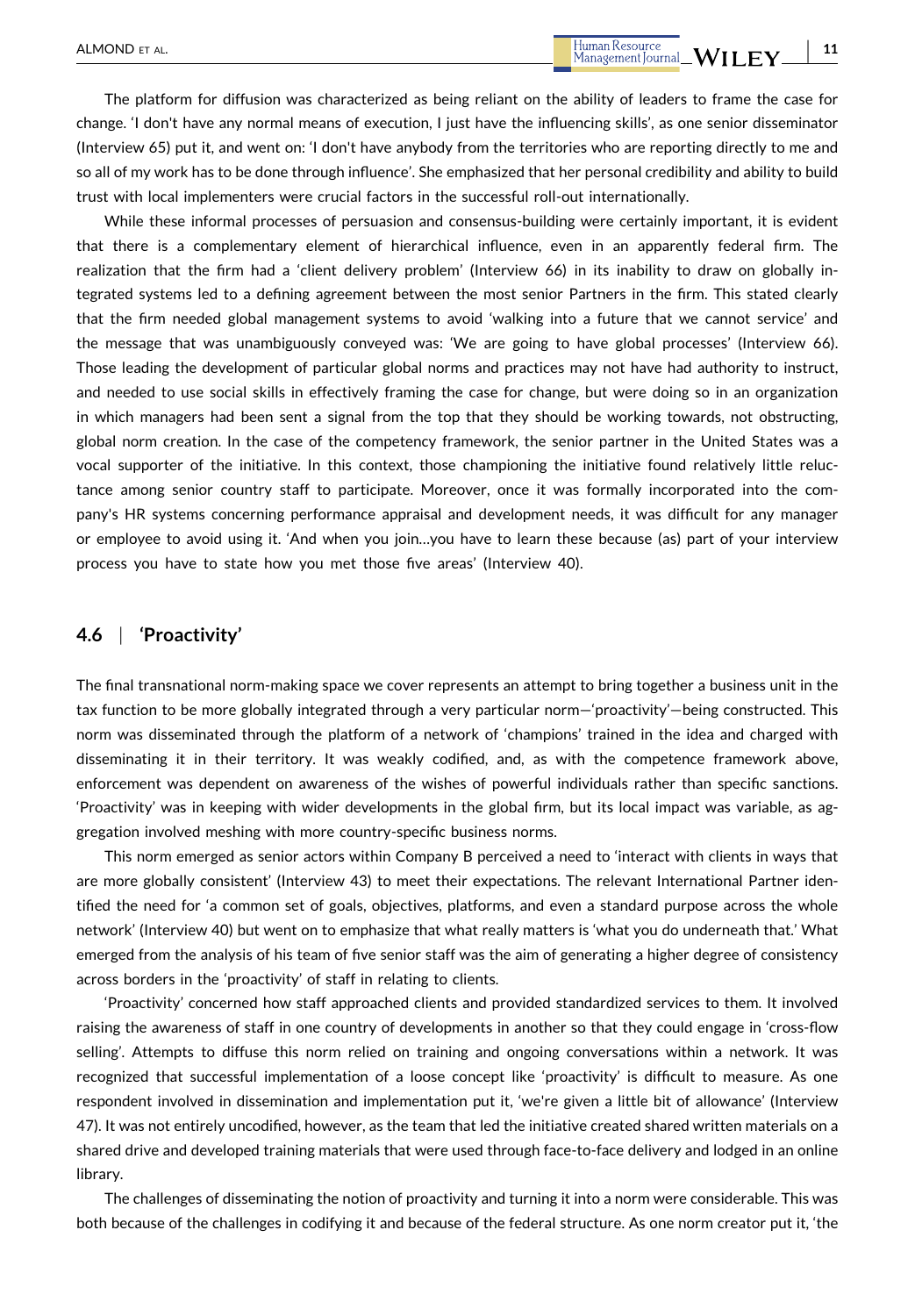The platform for diffusion was characterized as being reliant on the ability of leaders to frame the case for change. 'I don't have any normal means of execution, I just have the influencing skills', as one senior disseminator (Interview 65) put it, and went on: 'I don't have anybody from the territories who are reporting directly to me and so all of my work has to be done through influence'. She emphasized that her personal credibility and ability to build trust with local implementers were crucial factors in the successful roll-out internationally.

While these informal processes of persuasion and consensus-building were certainly important, it is evident that there is a complementary element of hierarchical influence, even in an apparently federal firm. The realization that the firm had a 'client delivery problem' (Interview 66) in its inability to draw on globally integrated systems led to a defining agreement between the most senior Partners in the firm. This stated clearly that the firm needed global management systems to avoid 'walking into a future that we cannot service' and the message that was unambiguously conveyed was: 'We are going to have global processes' (Interview 66). Those leading the development of particular global norms and practices may not have had authority to instruct, and needed to use social skills in effectively framing the case for change, but were doing so in an organization in which managers had been sent a signal from the top that they should be working towards, not obstructing, global norm creation. In the case of the competency framework, the senior partner in the United States was a vocal supporter of the initiative. In this context, those championing the initiative found relatively little reluctance among senior country staff to participate. Moreover, once it was formally incorporated into the company's HR systems concerning performance appraisal and development needs, it was difficult for any manager or employee to avoid using it. 'And when you join…you have to learn these because (as) part of your interview process you have to state how you met those five areas' (Interview 40).

### 4.6 | 'Proactivity'

The final transnational norm-making space we cover represents an attempt to bring together a business unit in the tax function to be more globally integrated through a very particular norm—'proactivity'—being constructed. This norm was disseminated through the platform of a network of 'champions' trained in the idea and charged with disseminating it in their territory. It was weakly codified, and, as with the competence framework above, enforcement was dependent on awareness of the wishes of powerful individuals rather than specific sanctions. 'Proactivity' was in keeping with wider developments in the global firm, but its local impact was variable, as aggregation involved meshing with more country-specific business norms.

This norm emerged as senior actors within Company B perceived a need to 'interact with clients in ways that are more globally consistent' (Interview 43) to meet their expectations. The relevant International Partner identified the need for 'a common set of goals, objectives, platforms, and even a standard purpose across the whole network' (Interview 40) but went on to emphasize that what really matters is 'what you do underneath that.' What emerged from the analysis of his team of five senior staff was the aim of generating a higher degree of consistency across borders in the 'proactivity' of staff in relating to clients.

'Proactivity' concerned how staff approached clients and provided standardized services to them. It involved raising the awareness of staff in one country of developments in another so that they could engage in 'cross-flow selling'. Attempts to diffuse this norm relied on training and ongoing conversations within a network. It was recognized that successful implementation of a loose concept like 'proactivity' is difficult to measure. As one respondent involved in dissemination and implementation put it, 'we're given a little bit of allowance' (Interview 47). It was not entirely uncodified, however, as the team that led the initiative created shared written materials on a shared drive and developed training materials that were used through face-to-face delivery and lodged in an online library.

The challenges of disseminating the notion of proactivity and turning it into a norm were considerable. This was both because of the challenges in codifying it and because of the federal structure. As one norm creator put it, 'the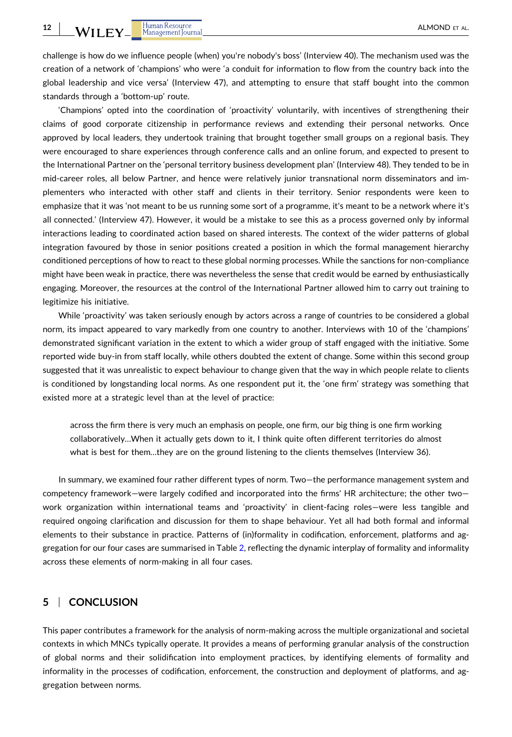challenge is how do we influence people (when) you're nobody's boss' (Interview 40). The mechanism used was the creation of a network of 'champions' who were 'a conduit for information to flow from the country back into the global leadership and vice versa' (Interview 47), and attempting to ensure that staff bought into the common standards through a 'bottom-up' route.

'Champions' opted into the coordination of 'proactivity' voluntarily, with incentives of strengthening their claims of good corporate citizenship in performance reviews and extending their personal networks. Once approved by local leaders, they undertook training that brought together small groups on a regional basis. They were encouraged to share experiences through conference calls and an online forum, and expected to present to the International Partner on the 'personal territory business development plan' (Interview 48). They tended to be in mid-career roles, all below Partner, and hence were relatively junior transnational norm disseminators and implementers who interacted with other staff and clients in their territory. Senior respondents were keen to emphasize that it was 'not meant to be us running some sort of a programme, it's meant to be a network where it's all connected.' (Interview 47). However, it would be a mistake to see this as a process governed only by informal interactions leading to coordinated action based on shared interests. The context of the wider patterns of global integration favoured by those in senior positions created a position in which the formal management hierarchy conditioned perceptions of how to react to these global norming processes. While the sanctions for non-compliance might have been weak in practice, there was nevertheless the sense that credit would be earned by enthusiastically engaging. Moreover, the resources at the control of the International Partner allowed him to carry out training to legitimize his initiative.

While 'proactivity' was taken seriously enough by actors across a range of countries to be considered a global norm, its impact appeared to vary markedly from one country to another. Interviews with 10 of the 'champions' demonstrated significant variation in the extent to which a wider group of staff engaged with the initiative. Some reported wide buy-in from staff locally, while others doubted the extent of change. Some within this second group suggested that it was unrealistic to expect behaviour to change given that the way in which people relate to clients is conditioned by longstanding local norms. As one respondent put it, the 'one firm' strategy was something that existed more at a strategic level than at the level of practice:

> across the firm there is very much an emphasis on people, one firm, our big thing is one firm working collaboratively…When it actually gets down to it, I think quite often different territories do almost what is best for them…they are on the ground listening to the clients themselves (Interview 36).

In summary, we examined four rather different types of norm. Two—the performance management system and competency framework—were largely codified and incorporated into the firms' HR architecture; the other two—work organization within international teams and 'proactivity' in client-facing roles—were less tangible and required ongoing clarification and discussion for them to shape behaviour. Yet all had both formal and informal elements to their substance in practice. Patterns of (in)formality in codification, enforcement, platforms and aggregation for our four cases are summarised in Table 2, reflecting the dynamic interplay of formality and informality across these elements of norm-making in all four cases.

## 5 | CONCLUSION

This paper contributes a framework for the analysis of norm-making across the multiple organizational and societal contexts in which MNCs typically operate. It provides a means of performing granular analysis of the construction of global norms and their solidification into employment practices, by identifying elements of formality and informality in the processes of codification, enforcement, the construction and deployment of platforms, and aggregation between norms.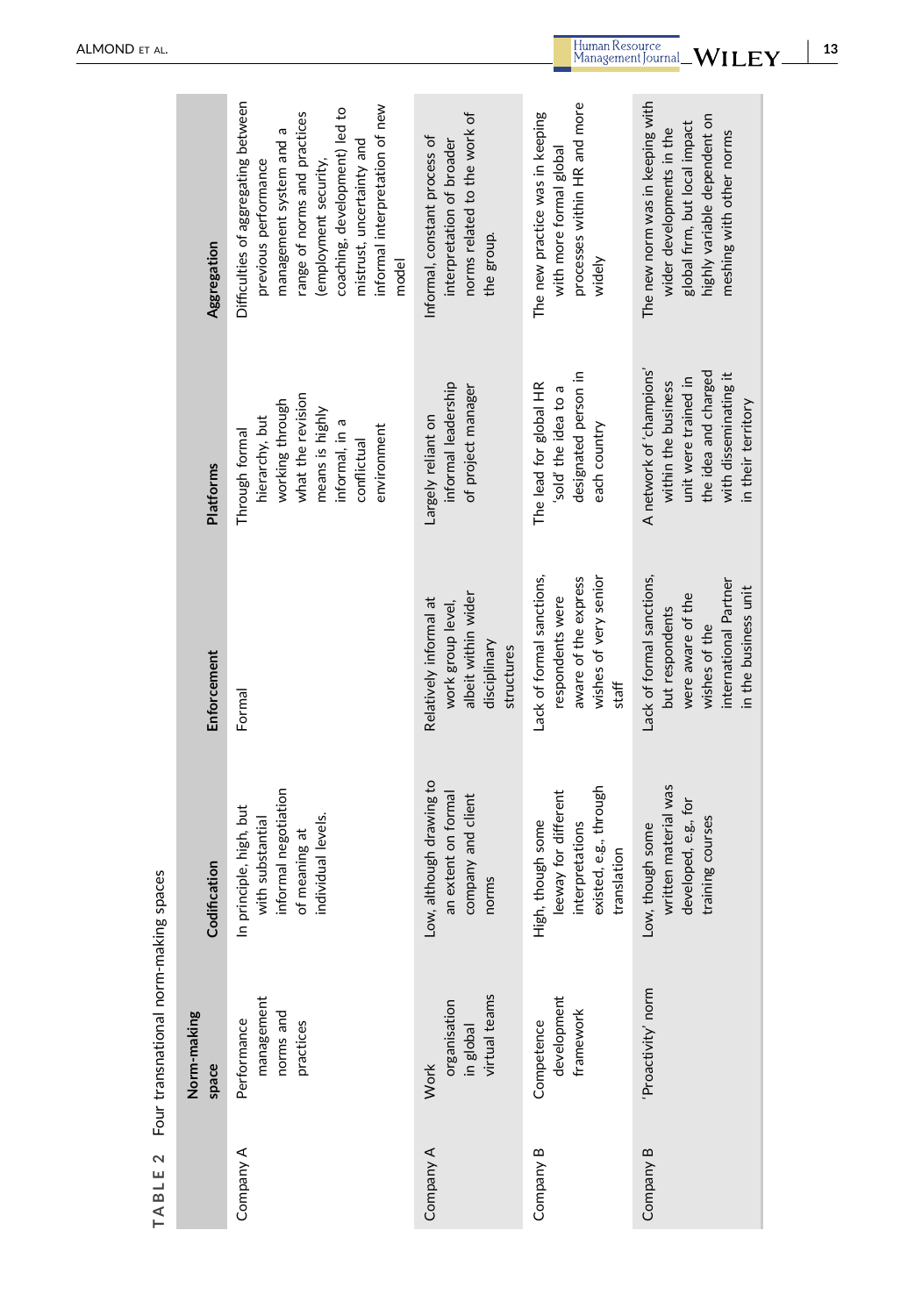**TABLE 2** Four transnational norm-making spaces

| | Norm-making space | Codification | Enforcement | Platforms | Aggregation |
|---|---|---|---|---|---|
| Company A | Performance management norms and practices | In principle, high, but with substantial informal negotiation of meaning at individual levels. | Formal | Through formal hierarchy, but working through what the revision means is highly informal, in a conflictual environment | Difficulties of aggregating between previous performance management system and a range of norms and practices (employment security, coaching, development) led to mistrust, uncertainty and informal interpretation of new model |
| Company A | Work organisation in global virtual teams | Low, although drawing to an extent on formal company and client norms | Relatively informal at work group level, albeit within wider disciplinary structures | Largely reliant on informal leadership of project manager | Informal, constant process of interpretation of broader norms related to the work of the group. |
| Company B | Competence development framework | High, though some leeway for different interpretations existed, e.g., through translation | Lack of formal sanctions, respondents were aware of the express wishes of very senior staff | The lead for global HR 'sold' the idea to a designated person in each country | The new practice was in keeping with more formal global processes within HR and more widely |
| Company B | 'Proactivity' norm | Low, though some written material was developed, e.g., for training courses | Lack of formal sanctions, but respondents were aware of the wishes of the international Partner in the business unit | A network of 'champions' within the business unit were trained in the idea and charged with disseminating it in their territory | The new norm was in keeping with wider developments in the global firm, but local impact highly variable dependent on meshing with other norms |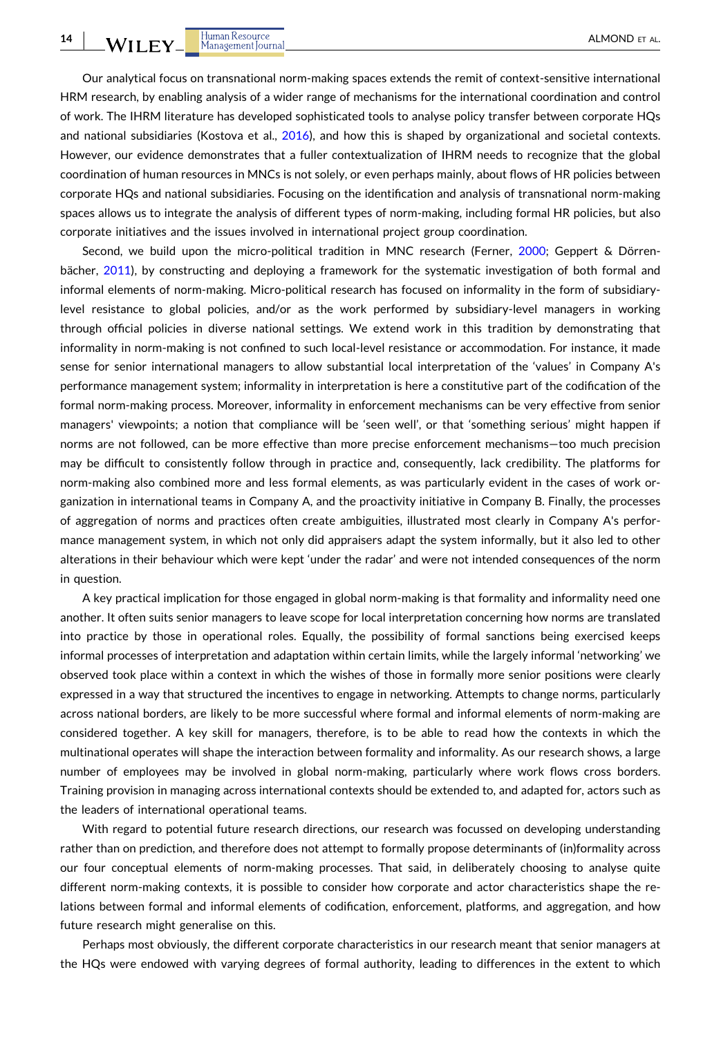Our analytical focus on transnational norm-making spaces extends the remit of context-sensitive international HRM research, by enabling analysis of a wider range of mechanisms for the international coordination and control of work. The IHRM literature has developed sophisticated tools to analyse policy transfer between corporate HQs and national subsidiaries (Kostova et al., 2016), and how this is shaped by organizational and societal contexts. However, our evidence demonstrates that a fuller contextualization of IHRM needs to recognize that the global coordination of human resources in MNCs is not solely, or even perhaps mainly, about flows of HR policies between corporate HQs and national subsidiaries. Focusing on the identification and analysis of transnational norm-making spaces allows us to integrate the analysis of different types of norm-making, including formal HR policies, but also corporate initiatives and the issues involved in international project group coordination.

Second, we build upon the micro-political tradition in MNC research (Ferner, 2000; Geppert & Dörrenbächer, 2011), by constructing and deploying a framework for the systematic investigation of both formal and informal elements of norm-making. Micro-political research has focused on informality in the form of subsidiary-level resistance to global policies, and/or as the work performed by subsidiary-level managers in working through official policies in diverse national settings. We extend work in this tradition by demonstrating that informality in norm-making is not confined to such local-level resistance or accommodation. For instance, it made sense for senior international managers to allow substantial local interpretation of the 'values' in Company A's performance management system; informality in interpretation is here a constitutive part of the codification of the formal norm-making process. Moreover, informality in enforcement mechanisms can be very effective from senior managers' viewpoints; a notion that compliance will be 'seen well', or that 'something serious' might happen if norms are not followed, can be more effective than more precise enforcement mechanisms—too much precision may be difficult to consistently follow through in practice and, consequently, lack credibility. The platforms for norm-making also combined more and less formal elements, as was particularly evident in the cases of work organization in international teams in Company A, and the proactivity initiative in Company B. Finally, the processes of aggregation of norms and practices often create ambiguities, illustrated most clearly in Company A's performance management system, in which not only did appraisers adapt the system informally, but it also led to other alterations in their behaviour which were kept 'under the radar' and were not intended consequences of the norm in question.

A key practical implication for those engaged in global norm-making is that formality and informality need one another. It often suits senior managers to leave scope for local interpretation concerning how norms are translated into practice by those in operational roles. Equally, the possibility of formal sanctions being exercised keeps informal processes of interpretation and adaptation within certain limits, while the largely informal 'networking' we observed took place within a context in which the wishes of those in formally more senior positions were clearly expressed in a way that structured the incentives to engage in networking. Attempts to change norms, particularly across national borders, are likely to be more successful where formal and informal elements of norm-making are considered together. A key skill for managers, therefore, is to be able to read how the contexts in which the multinational operates will shape the interaction between formality and informality. As our research shows, a large number of employees may be involved in global norm-making, particularly where work flows cross borders. Training provision in managing across international contexts should be extended to, and adapted for, actors such as the leaders of international operational teams.

With regard to potential future research directions, our research was focussed on developing understanding rather than on prediction, and therefore does not attempt to formally propose determinants of (in)formality across our four conceptual elements of norm-making processes. That said, in deliberately choosing to analyse quite different norm-making contexts, it is possible to consider how corporate and actor characteristics shape the relations between formal and informal elements of codification, enforcement, platforms, and aggregation, and how future research might generalise on this.

Perhaps most obviously, the different corporate characteristics in our research meant that senior managers at the HQs were endowed with varying degrees of formal authority, leading to differences in the extent to which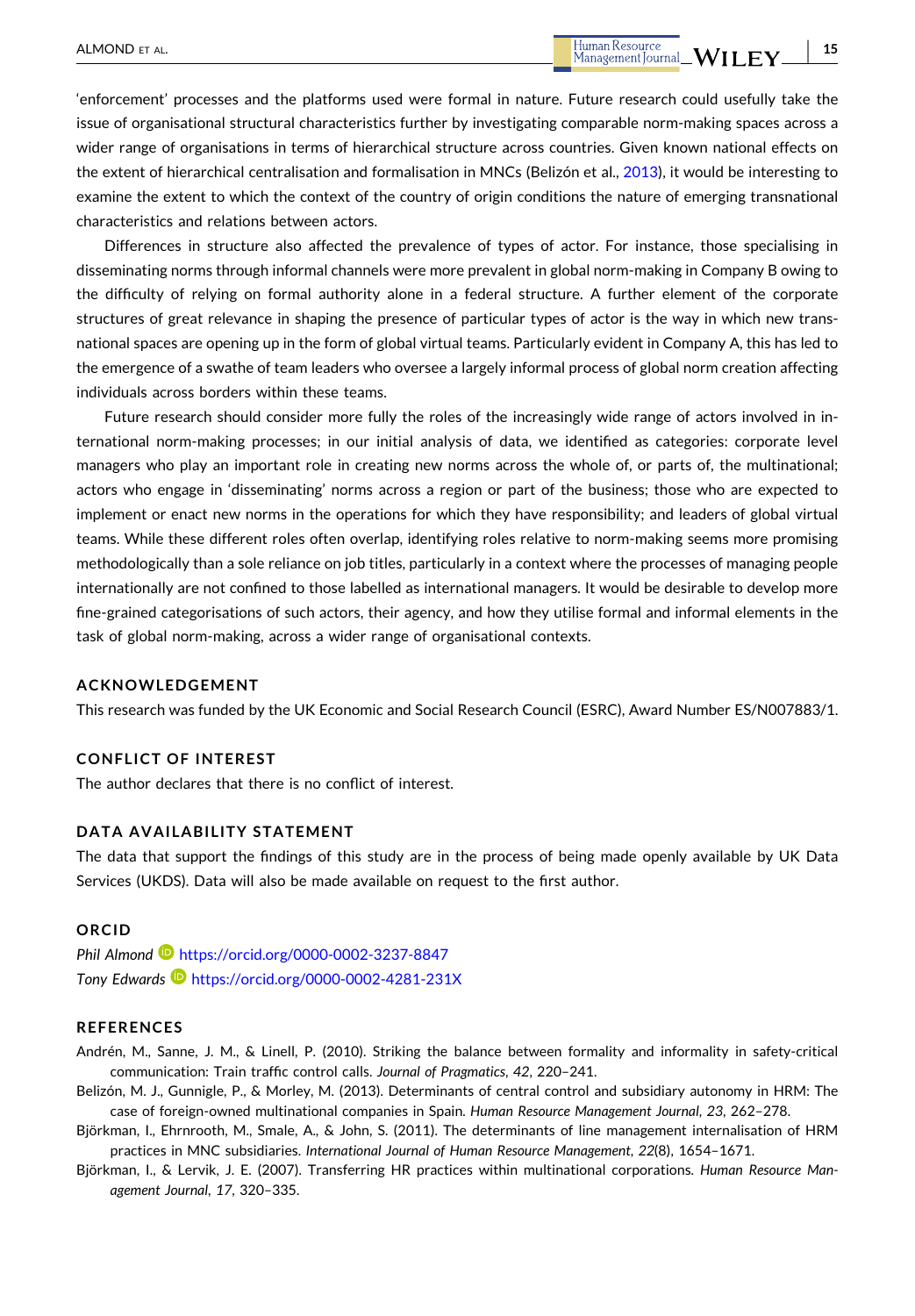'enforcement' processes and the platforms used were formal in nature. Future research could usefully take the issue of organisational structural characteristics further by investigating comparable norm-making spaces across a wider range of organisations in terms of hierarchical structure across countries. Given known national effects on the extent of hierarchical centralisation and formalisation in MNCs (Belizón et al., 2013), it would be interesting to examine the extent to which the context of the country of origin conditions the nature of emerging transnational characteristics and relations between actors.

Differences in structure also affected the prevalence of types of actor. For instance, those specialising in disseminating norms through informal channels were more prevalent in global norm-making in Company B owing to the difficulty of relying on formal authority alone in a federal structure. A further element of the corporate structures of great relevance in shaping the presence of particular types of actor is the way in which new transnational spaces are opening up in the form of global virtual teams. Particularly evident in Company A, this has led to the emergence of a swathe of team leaders who oversee a largely informal process of global norm creation affecting individuals across borders within these teams.

Future research should consider more fully the roles of the increasingly wide range of actors involved in international norm-making processes; in our initial analysis of data, we identified as categories: corporate level managers who play an important role in creating new norms across the whole of, or parts of, the multinational; actors who engage in 'disseminating' norms across a region or part of the business; those who are expected to implement or enact new norms in the operations for which they have responsibility; and leaders of global virtual teams. While these different roles often overlap, identifying roles relative to norm-making seems more promising methodologically than a sole reliance on job titles, particularly in a context where the processes of managing people internationally are not confined to those labelled as international managers. It would be desirable to develop more fine-grained categorisations of such actors, their agency, and how they utilise formal and informal elements in the task of global norm-making, across a wider range of organisational contexts.

## ACKNOWLEDGEMENT

This research was funded by the UK Economic and Social Research Council (ESRC), Award Number ES/N007883/1.

## CONFLICT OF INTEREST

The author declares that there is no conflict of interest.

## DATA AVAILABILITY STATEMENT

The data that support the findings of this study are in the process of being made openly available by UK Data Services (UKDS). Data will also be made available on request to the first author.

## ORCID

*Phil Almond* https://orcid.org/0000-0002-3237-8847
*Tony Edwards* https://orcid.org/0000-0002-4281-231X

## REFERENCES

Andrén, M., Sanne, J. M., & Linell, P. (2010). Striking the balance between formality and informality in safety-critical communication: Train traffic control calls. *Journal of Pragmatics*, *42*, 220–241.

Belizón, M. J., Gunnigle, P., & Morley, M. (2013). Determinants of central control and subsidiary autonomy in HRM: The case of foreign-owned multinational companies in Spain. *Human Resource Management Journal*, *23*, 262–278.

Björkman, I., Ehrnrooth, M., Smale, A., & John, S. (2011). The determinants of line management internalisation of HRM practices in MNC subsidiaries. *International Journal of Human Resource Management*, *22*(8), 1654–1671.

Björkman, I., & Lervik, J. E. (2007). Transferring HR practices within multinational corporations. *Human Resource Management Journal*, *17*, 320–335.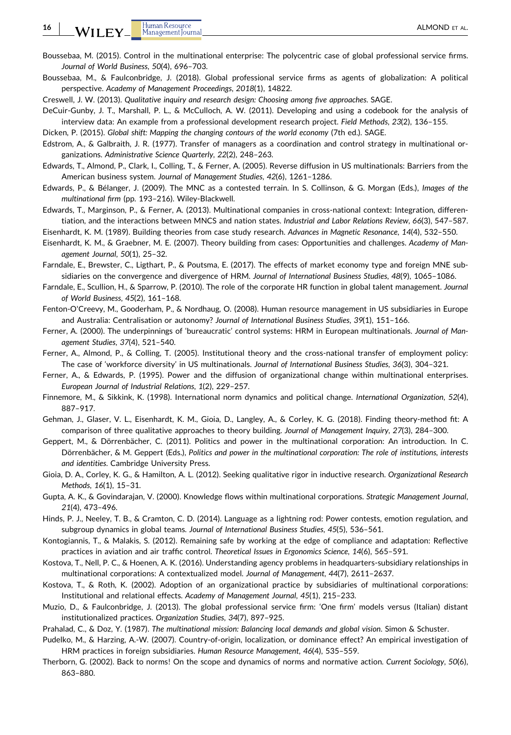Boussebaa, M. (2015). Control in the multinational enterprise: The polycentric case of global professional service firms. *Journal of World Business*, *50*(4), 696–703.

Boussebaa, M., & Faulconbridge, J. (2018). Global professional service firms as agents of globalization: A political perspective. *Academy of Management Proceedings*, *2018*(1), 14822.

Creswell, J. W. (2013). *Qualitative inquiry and research design: Choosing among five approaches*. SAGE.

DeCuir-Gunby, J. T., Marshall, P. L., & McCulloch, A. W. (2011). Developing and using a codebook for the analysis of interview data: An example from a professional development research project. *Field Methods*, *23*(2), 136–155.

Dicken, P. (2015). *Global shift: Mapping the changing contours of the world economy* (7th ed.). SAGE.

Edstrom, A., & Galbraith, J. R. (1977). Transfer of managers as a coordination and control strategy in multinational organizations. *Administrative Science Quarterly*, *22*(2), 248–263.

Edwards, T., Almond, P., Clark, I., Colling, T., & Ferner, A. (2005). Reverse diffusion in US multinationals: Barriers from the American business system. *Journal of Management Studies*, *42*(6), 1261–1286.

Edwards, P., & Bélanger, J. (2009). The MNC as a contested terrain. In S. Collinson, & G. Morgan (Eds.), *Images of the multinational firm* (pp. 193–216). Wiley-Blackwell.

Edwards, T., Marginson, P., & Ferner, A. (2013). Multinational companies in cross-national context: Integration, differentiation, and the interactions between MNCS and nation states. *Industrial and Labor Relations Review*, *66*(3), 547–587.

Eisenhardt, K. M. (1989). Building theories from case study research. *Advances in Magnetic Resonance*, *14*(4), 532–550.

Eisenhardt, K. M., & Graebner, M. E. (2007). Theory building from cases: Opportunities and challenges. *Academy of Management Journal*, *50*(1), 25–32.

Farndale, E., Brewster, C., Ligthart, P., & Poutsma, E. (2017). The effects of market economy type and foreign MNE subsidiaries on the convergence and divergence of HRM. *Journal of International Business Studies*, *48*(9), 1065–1086.

Farndale, E., Scullion, H., & Sparrow, P. (2010). The role of the corporate HR function in global talent management. *Journal of World Business*, *45*(2), 161–168.

Fenton-O'Creevy, M., Gooderham, P., & Nordhaug, O. (2008). Human resource management in US subsidiaries in Europe and Australia: Centralisation or autonomy? *Journal of International Business Studies*, *39*(1), 151–166.

Ferner, A. (2000). The underpinnings of 'bureaucratic' control systems: HRM in European multinationals. *Journal of Management Studies*, *37*(4), 521–540.

Ferner, A., Almond, P., & Colling, T. (2005). Institutional theory and the cross-national transfer of employment policy: The case of 'workforce diversity' in US multinationals. *Journal of International Business Studies*, *36*(3), 304–321.

Ferner, A., & Edwards, P. (1995). Power and the diffusion of organizational change within multinational enterprises. *European Journal of Industrial Relations*, *1*(2), 229–257.

Finnemore, M., & Sikkink, K. (1998). International norm dynamics and political change. *International Organization*, *52*(4), 887–917.

Gehman, J., Glaser, V. L., Eisenhardt, K. M., Gioia, D., Langley, A., & Corley, K. G. (2018). Finding theory-method fit: A comparison of three qualitative approaches to theory building. *Journal of Management Inquiry*, *27*(3), 284–300.

Geppert, M., & Dörrenbächer, C. (2011). Politics and power in the multinational corporation: An introduction. In C. Dörrenbächer, & M. Geppert (Eds.), *Politics and power in the multinational corporation: The role of institutions, interests and identities*. Cambridge University Press.

Gioia, D. A., Corley, K. G., & Hamilton, A. L. (2012). Seeking qualitative rigor in inductive research. *Organizational Research Methods*, *16*(1), 15–31.

Gupta, A. K., & Govindarajan, V. (2000). Knowledge flows within multinational corporations. *Strategic Management Journal*, *21*(4), 473–496.

Hinds, P. J., Neeley, T. B., & Cramton, C. D. (2014). Language as a lightning rod: Power contests, emotion regulation, and subgroup dynamics in global teams. *Journal of International Business Studies*, *45*(5), 536–561.

Kontogiannis, T., & Malakis, S. (2012). Remaining safe by working at the edge of compliance and adaptation: Reflective practices in aviation and air traffic control. *Theoretical Issues in Ergonomics Science*, *14*(6), 565–591.

Kostova, T., Nell, P. C., & Hoenen, A. K. (2016). Understanding agency problems in headquarters-subsidiary relationships in multinational corporations: A contextualized model. *Journal of Management*, *44*(7), 2611–2637.

Kostova, T., & Roth, K. (2002). Adoption of an organizational practice by subsidiaries of multinational corporations: Institutional and relational effects. *Academy of Management Journal*, *45*(1), 215–233.

Muzio, D., & Faulconbridge, J. (2013). The global professional service firm: 'One firm' models versus (Italian) distant institutionalized practices. *Organization Studies*, *34*(7), 897–925.

Prahalad, C., & Doz, Y. (1987). *The multinational mission: Balancing local demands and global vision*. Simon & Schuster.

Pudelko, M., & Harzing, A.-W. (2007). Country-of-origin, localization, or dominance effect? An empirical investigation of HRM practices in foreign subsidiaries. *Human Resource Management*, *46*(4), 535–559.

Therborn, G. (2002). Back to norms! On the scope and dynamics of norms and normative action. *Current Sociology*, *50*(6), 863–880.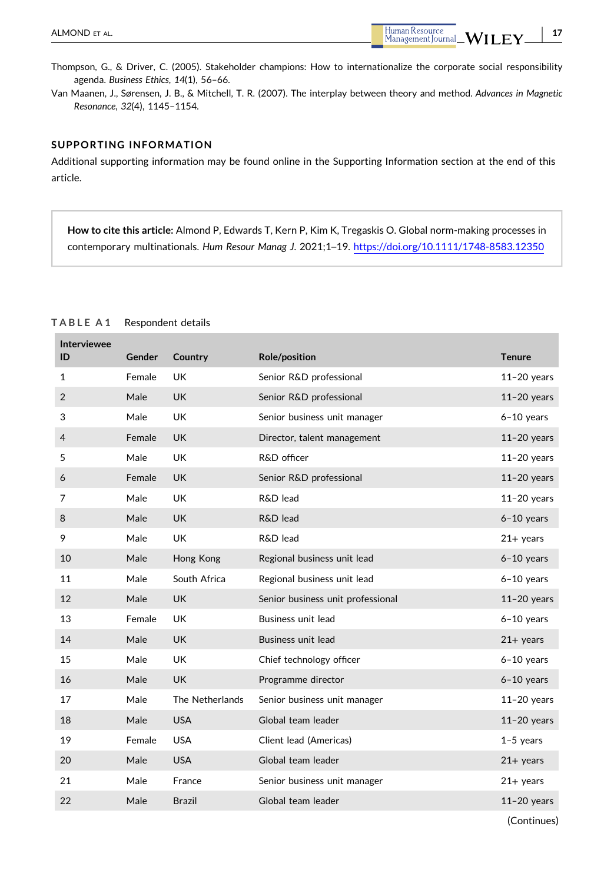Thompson, G., & Driver, C. (2005). Stakeholder champions: How to internationalize the corporate social responsibility agenda. *Business Ethics*, *14*(1), 56–66.

Van Maanen, J., Sørensen, J. B., & Mitchell, T. R. (2007). The interplay between theory and method. *Advances in Magnetic Resonance*, *32*(4), 1145–1154.

## SUPPORTING INFORMATION

Additional supporting information may be found online in the Supporting Information section at the end of this article.

> **How to cite this article:** Almond P, Edwards T, Kern P, Kim K, Tregaskis O. Global norm-making processes in contemporary multinationals. *Hum Resour Manag J*. 2021;1–19. https://doi.org/10.1111/1748-8583.12350

**TABLE A1** Respondent details

| Interviewee ID | Gender | Country | Role/position | Tenure |
|---|---|---|---|---|
| 1 | Female | UK | Senior R&D professional | 11–20 years |
| 2 | Male | UK | Senior R&D professional | 11–20 years |
| 3 | Male | UK | Senior business unit manager | 6–10 years |
| 4 | Female | UK | Director, talent management | 11–20 years |
| 5 | Male | UK | R&D officer | 11–20 years |
| 6 | Female | UK | Senior R&D professional | 11–20 years |
| 7 | Male | UK | R&D lead | 11–20 years |
| 8 | Male | UK | R&D lead | 6–10 years |
| 9 | Male | UK | R&D lead | 21+ years |
| 10 | Male | Hong Kong | Regional business unit lead | 6–10 years |
| 11 | Male | South Africa | Regional business unit lead | 6–10 years |
| 12 | Male | UK | Senior business unit professional | 11–20 years |
| 13 | Female | UK | Business unit lead | 6–10 years |
| 14 | Male | UK | Business unit lead | 21+ years |
| 15 | Male | UK | Chief technology officer | 6–10 years |
| 16 | Male | UK | Programme director | 6–10 years |
| 17 | Male | The Netherlands | Senior business unit manager | 11–20 years |
| 18 | Male | USA | Global team leader | 11–20 years |
| 19 | Female | USA | Client lead (Americas) | 1–5 years |
| 20 | Male | USA | Global team leader | 21+ years |
| 21 | Male | France | Senior business unit manager | 21+ years |
| 22 | Male | Brazil | Global team leader | 11–20 years |

(Continues)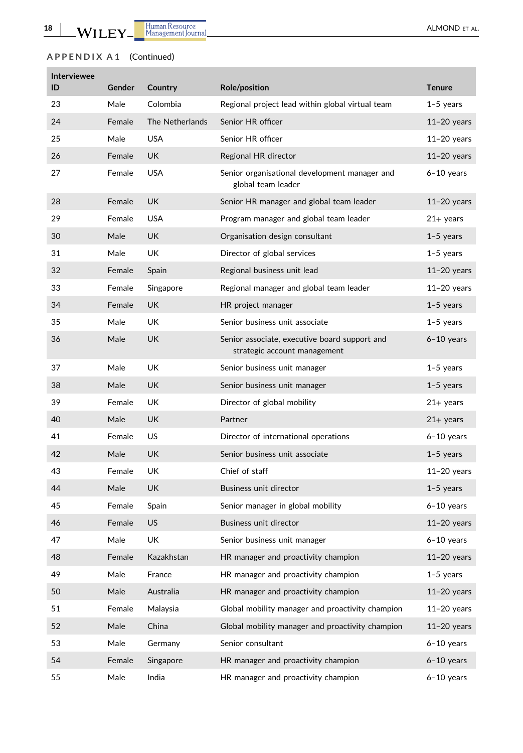**APPENDIX A1** (Continued)

| Interviewee ID | Gender | Country | Role/position | Tenure |
|---|---|---|---|---|
| 23 | Male | Colombia | Regional project lead within global virtual team | 1–5 years |
| 24 | Female | The Netherlands | Senior HR officer | 11–20 years |
| 25 | Male | USA | Senior HR officer | 11–20 years |
| 26 | Female | UK | Regional HR director | 11–20 years |
| 27 | Female | USA | Senior organisational development manager and global team leader | 6–10 years |
| 28 | Female | UK | Senior HR manager and global team leader | 11–20 years |
| 29 | Female | USA | Program manager and global team leader | 21+ years |
| 30 | Male | UK | Organisation design consultant | 1–5 years |
| 31 | Male | UK | Director of global services | 1–5 years |
| 32 | Female | Spain | Regional business unit lead | 11–20 years |
| 33 | Female | Singapore | Regional manager and global team leader | 11–20 years |
| 34 | Female | UK | HR project manager | 1–5 years |
| 35 | Male | UK | Senior business unit associate | 1–5 years |
| 36 | Male | UK | Senior associate, executive board support and strategic account management | 6–10 years |
| 37 | Male | UK | Senior business unit manager | 1–5 years |
| 38 | Male | UK | Senior business unit manager | 1–5 years |
| 39 | Female | UK | Director of global mobility | 21+ years |
| 40 | Male | UK | Partner | 21+ years |
| 41 | Female | US | Director of international operations | 6–10 years |
| 42 | Male | UK | Senior business unit associate | 1–5 years |
| 43 | Female | UK | Chief of staff | 11–20 years |
| 44 | Male | UK | Business unit director | 1–5 years |
| 45 | Female | Spain | Senior manager in global mobility | 6–10 years |
| 46 | Female | US | Business unit director | 11–20 years |
| 47 | Male | UK | Senior business unit manager | 6–10 years |
| 48 | Female | Kazakhstan | HR manager and proactivity champion | 11–20 years |
| 49 | Male | France | HR manager and proactivity champion | 1–5 years |
| 50 | Male | Australia | HR manager and proactivity champion | 11–20 years |
| 51 | Female | Malaysia | Global mobility manager and proactivity champion | 11–20 years |
| 52 | Male | China | Global mobility manager and proactivity champion | 11–20 years |
| 53 | Male | Germany | Senior consultant | 6–10 years |
| 54 | Female | Singapore | HR manager and proactivity champion | 6–10 years |
| 55 | Male | India | HR manager and proactivity champion | 6–10 years |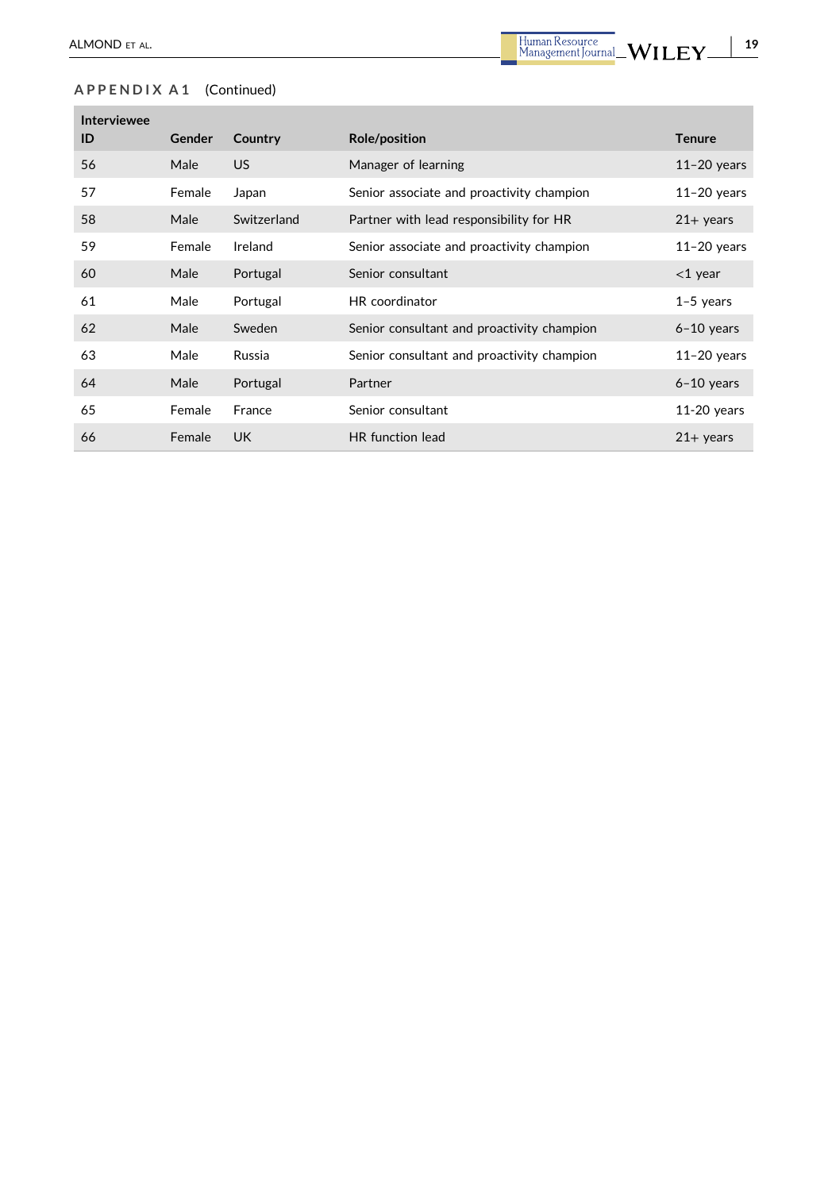**APPENDIX A1** (Continued)

| Interviewee ID | Gender | Country | Role/position | Tenure |
|---|---|---|---|---|
| 56 | Male | US | Manager of learning | 11–20 years |
| 57 | Female | Japan | Senior associate and proactivity champion | 11–20 years |
| 58 | Male | Switzerland | Partner with lead responsibility for HR | 21+ years |
| 59 | Female | Ireland | Senior associate and proactivity champion | 11–20 years |
| 60 | Male | Portugal | Senior consultant | <1 year |
| 61 | Male | Portugal | HR coordinator | 1–5 years |
| 62 | Male | Sweden | Senior consultant and proactivity champion | 6–10 years |
| 63 | Male | Russia | Senior consultant and proactivity champion | 11–20 years |
| 64 | Male | Portugal | Partner | 6–10 years |
| 65 | Female | France | Senior consultant | 11-20 years |
| 66 | Female | UK | HR function lead | 21+ years |